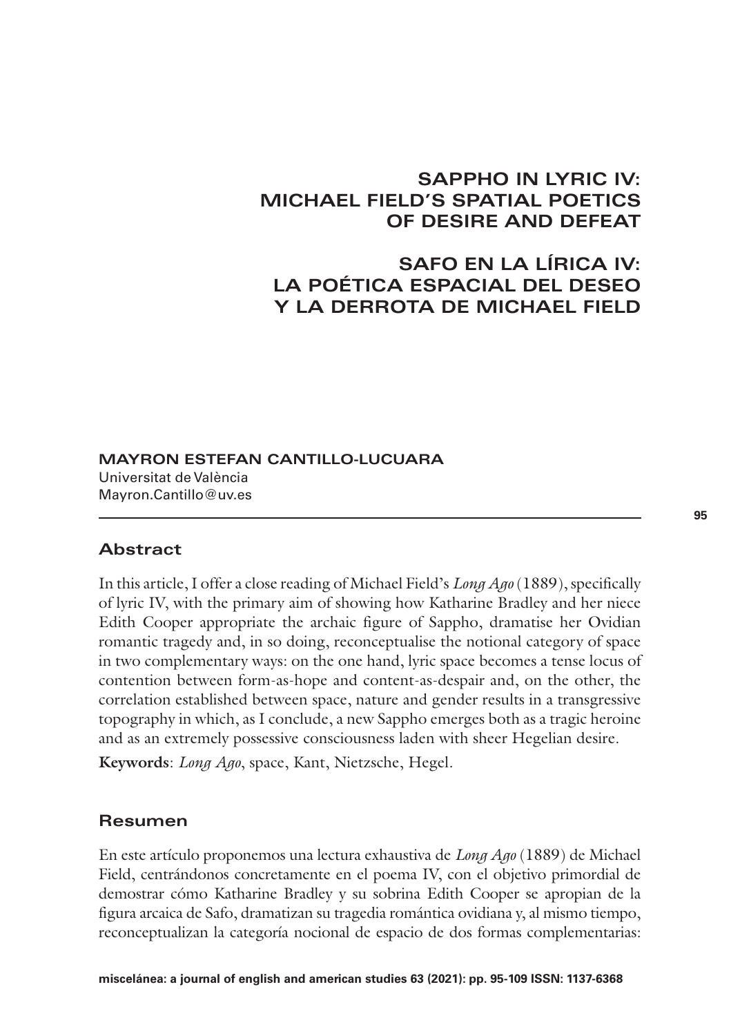# SAPPHO IN LYRIC IV: MICHAEL FIELD'S SPATIAL POETICS OF DESIRE AND DEFEAT

# SAFO EN LA LÍRICA IV: LA POÉTICA ESPACIAL DEL DESEO Y LA DERROTA DE MICHAEL FIELD

**MAYRON ESTEFAN CANTILLO-LUCUARA**
Universitat de València
Mayron.Cantillo@uv.es

## Abstract

In this article, I offer a close reading of Michael Field's *Long Ago* (1889), specifically of lyric IV, with the primary aim of showing how Katharine Bradley and her niece Edith Cooper appropriate the archaic figure of Sappho, dramatise her Ovidian romantic tragedy and, in so doing, reconceptualise the notional category of space in two complementary ways: on the one hand, lyric space becomes a tense locus of contention between form-as-hope and content-as-despair and, on the other, the correlation established between space, nature and gender results in a transgressive topography in which, as I conclude, a new Sappho emerges both as a tragic heroine and as an extremely possessive consciousness laden with sheer Hegelian desire.

**Keywords**: *Long Ago*, space, Kant, Nietzsche, Hegel.

## Resumen

En este artículo proponemos una lectura exhaustiva de *Long Ago* (1889) de Michael Field, centrándonos concretamente en el poema IV, con el objetivo primordial de demostrar cómo Katharine Bradley y su sobrina Edith Cooper se apropian de la figura arcaica de Safo, dramatizan su tragedia romántica ovidiana y, al mismo tiempo, reconceptualizan la categoría nocional de espacio de dos formas complementarias: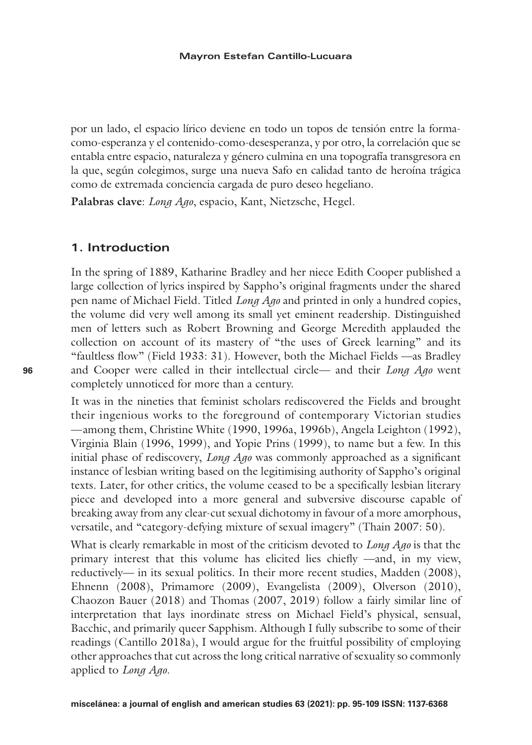por un lado, el espacio lírico deviene en todo un topos de tensión entre la forma-como-esperanza y el contenido-como-desesperanza, y por otro, la correlación que se entabla entre espacio, naturaleza y género culmina en una topografía transgresora en la que, según colegimos, surge una nueva Safo en calidad tanto de heroína trágica como de extremada conciencia cargada de puro deseo hegeliano.

**Palabras clave**: *Long Ago*, espacio, Kant, Nietzsche, Hegel.

## 1. Introduction

In the spring of 1889, Katharine Bradley and her niece Edith Cooper published a large collection of lyrics inspired by Sappho's original fragments under the shared pen name of Michael Field. Titled *Long Ago* and printed in only a hundred copies, the volume did very well among its small yet eminent readership. Distinguished men of letters such as Robert Browning and George Meredith applauded the collection on account of its mastery of "the uses of Greek learning" and its "faultless flow" (Field 1933: 31). However, both the Michael Fields —as Bradley and Cooper were called in their intellectual circle— and their *Long Ago* went completely unnoticed for more than a century.

It was in the nineties that feminist scholars rediscovered the Fields and brought their ingenious works to the foreground of contemporary Victorian studies —among them, Christine White (1990, 1996a, 1996b), Angela Leighton (1992), Virginia Blain (1996, 1999), and Yopie Prins (1999), to name but a few. In this initial phase of rediscovery, *Long Ago* was commonly approached as a significant instance of lesbian writing based on the legitimising authority of Sappho's original texts. Later, for other critics, the volume ceased to be a specifically lesbian literary piece and developed into a more general and subversive discourse capable of breaking away from any clear-cut sexual dichotomy in favour of a more amorphous, versatile, and "category-defying mixture of sexual imagery" (Thain 2007: 50).

What is clearly remarkable in most of the criticism devoted to *Long Ago* is that the primary interest that this volume has elicited lies chiefly —and, in my view, reductively— in its sexual politics. In their more recent studies, Madden (2008), Ehnenn (2008), Primamore (2009), Evangelista (2009), Olverson (2010), Chaozon Bauer (2018) and Thomas (2007, 2019) follow a fairly similar line of interpretation that lays inordinate stress on Michael Field's physical, sensual, Bacchic, and primarily queer Sapphism. Although I fully subscribe to some of their readings (Cantillo 2018a), I would argue for the fruitful possibility of employing other approaches that cut across the long critical narrative of sexuality so commonly applied to *Long Ago*.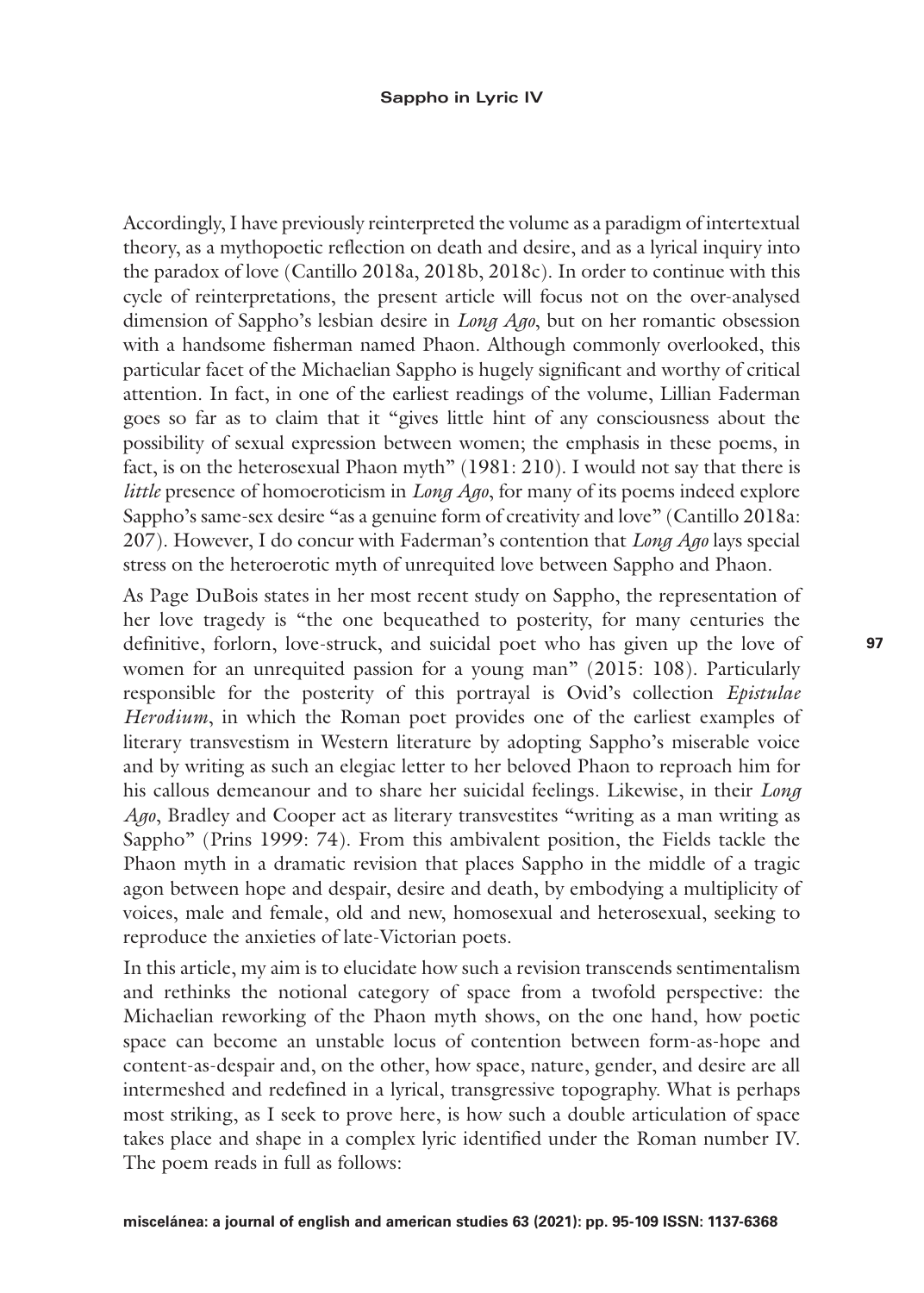Accordingly, I have previously reinterpreted the volume as a paradigm of intertextual theory, as a mythopoetic reflection on death and desire, and as a lyrical inquiry into the paradox of love (Cantillo 2018a, 2018b, 2018c). In order to continue with this cycle of reinterpretations, the present article will focus not on the over-analysed dimension of Sappho's lesbian desire in *Long Ago*, but on her romantic obsession with a handsome fisherman named Phaon. Although commonly overlooked, this particular facet of the Michaelian Sappho is hugely significant and worthy of critical attention. In fact, in one of the earliest readings of the volume, Lillian Faderman goes so far as to claim that it "gives little hint of any consciousness about the possibility of sexual expression between women; the emphasis in these poems, in fact, is on the heterosexual Phaon myth" (1981: 210). I would not say that there is *little* presence of homoeroticism in *Long Ago*, for many of its poems indeed explore Sappho's same-sex desire "as a genuine form of creativity and love" (Cantillo 2018a: 207). However, I do concur with Faderman's contention that *Long Ago* lays special stress on the heteroerotic myth of unrequited love between Sappho and Phaon.

As Page DuBois states in her most recent study on Sappho, the representation of her love tragedy is "the one bequeathed to posterity, for many centuries the definitive, forlorn, love-struck, and suicidal poet who has given up the love of women for an unrequited passion for a young man" (2015: 108). Particularly responsible for the posterity of this portrayal is Ovid's collection *Epistulae Herodium*, in which the Roman poet provides one of the earliest examples of literary transvestism in Western literature by adopting Sappho's miserable voice and by writing as such an elegiac letter to her beloved Phaon to reproach him for his callous demeanour and to share her suicidal feelings. Likewise, in their *Long Ago*, Bradley and Cooper act as literary transvestites "writing as a man writing as Sappho" (Prins 1999: 74). From this ambivalent position, the Fields tackle the Phaon myth in a dramatic revision that places Sappho in the middle of a tragic agon between hope and despair, desire and death, by embodying a multiplicity of voices, male and female, old and new, homosexual and heterosexual, seeking to reproduce the anxieties of late-Victorian poets.

In this article, my aim is to elucidate how such a revision transcends sentimentalism and rethinks the notional category of space from a twofold perspective: the Michaelian reworking of the Phaon myth shows, on the one hand, how poetic space can become an unstable locus of contention between form-as-hope and content-as-despair and, on the other, how space, nature, gender, and desire are all intermeshed and redefined in a lyrical, transgressive topography. What is perhaps most striking, as I seek to prove here, is how such a double articulation of space takes place and shape in a complex lyric identified under the Roman number IV. The poem reads in full as follows: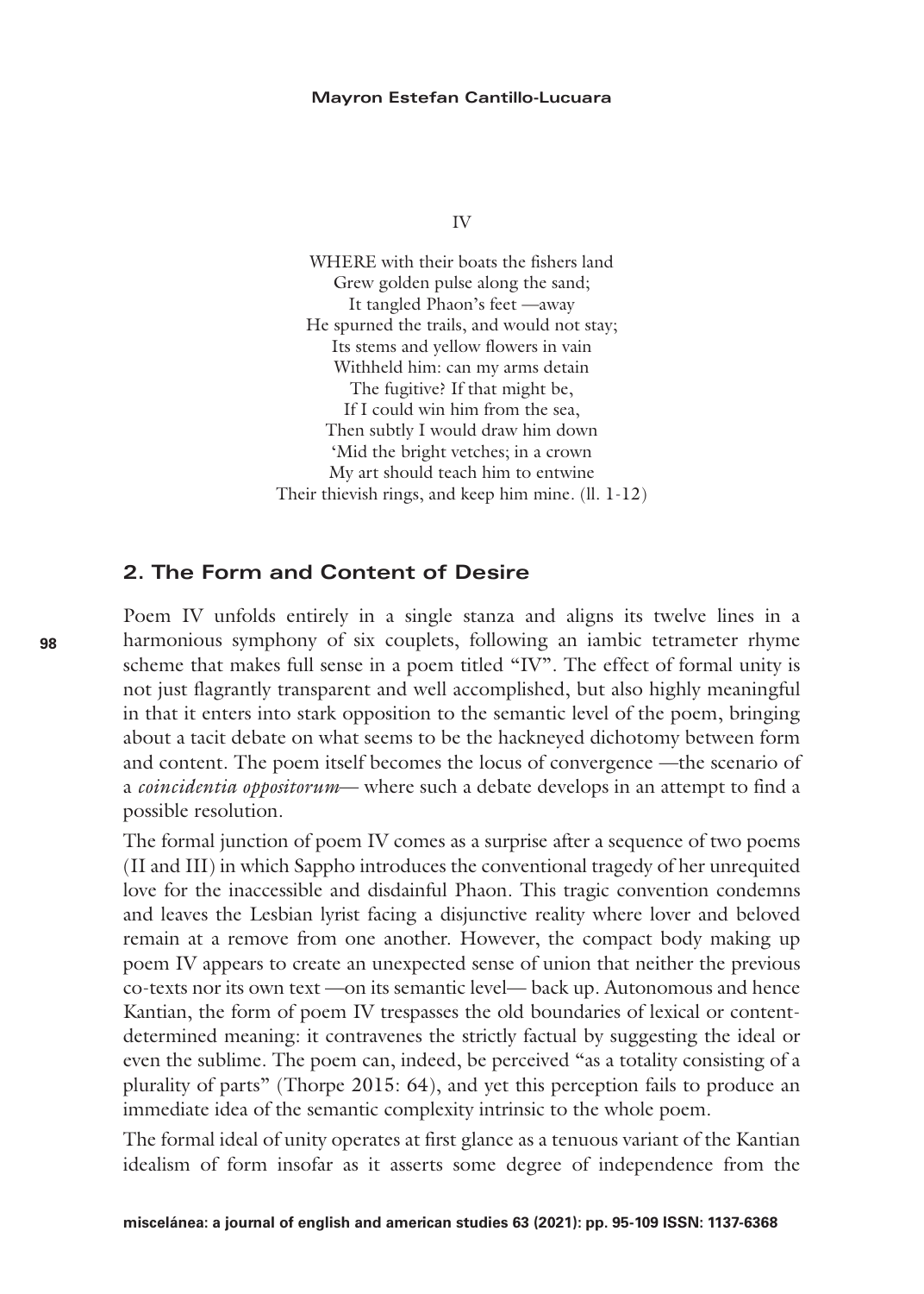IV

WHERE with their boats the fishers land  
Grew golden pulse along the sand;  
It tangled Phaon's feet —away  
He spurned the trails, and would not stay;  
Its stems and yellow flowers in vain  
Withheld him: can my arms detain  
The fugitive? If that might be,  
If I could win him from the sea,  
Then subtly I would draw him down  
'Mid the bright vetches; in a crown  
My art should teach him to entwine  
Their thievish rings, and keep him mine. (ll. 1-12)

## 2. The Form and Content of Desire

Poem IV unfolds entirely in a single stanza and aligns its twelve lines in a harmonious symphony of six couplets, following an iambic tetrameter rhyme scheme that makes full sense in a poem titled "IV". The effect of formal unity is not just flagrantly transparent and well accomplished, but also highly meaningful in that it enters into stark opposition to the semantic level of the poem, bringing about a tacit debate on what seems to be the hackneyed dichotomy between form and content. The poem itself becomes the locus of convergence —the scenario of a *coincidentia oppositorum*— where such a debate develops in an attempt to find a possible resolution.

The formal junction of poem IV comes as a surprise after a sequence of two poems (II and III) in which Sappho introduces the conventional tragedy of her unrequited love for the inaccessible and disdainful Phaon. This tragic convention condemns and leaves the Lesbian lyrist facing a disjunctive reality where lover and beloved remain at a remove from one another. However, the compact body making up poem IV appears to create an unexpected sense of union that neither the previous co-texts nor its own text —on its semantic level— back up. Autonomous and hence Kantian, the form of poem IV trespasses the old boundaries of lexical or content-determined meaning: it contravenes the strictly factual by suggesting the ideal or even the sublime. The poem can, indeed, be perceived "as a totality consisting of a plurality of parts" (Thorpe 2015: 64), and yet this perception fails to produce an immediate idea of the semantic complexity intrinsic to the whole poem.

The formal ideal of unity operates at first glance as a tenuous variant of the Kantian idealism of form insofar as it asserts some degree of independence from the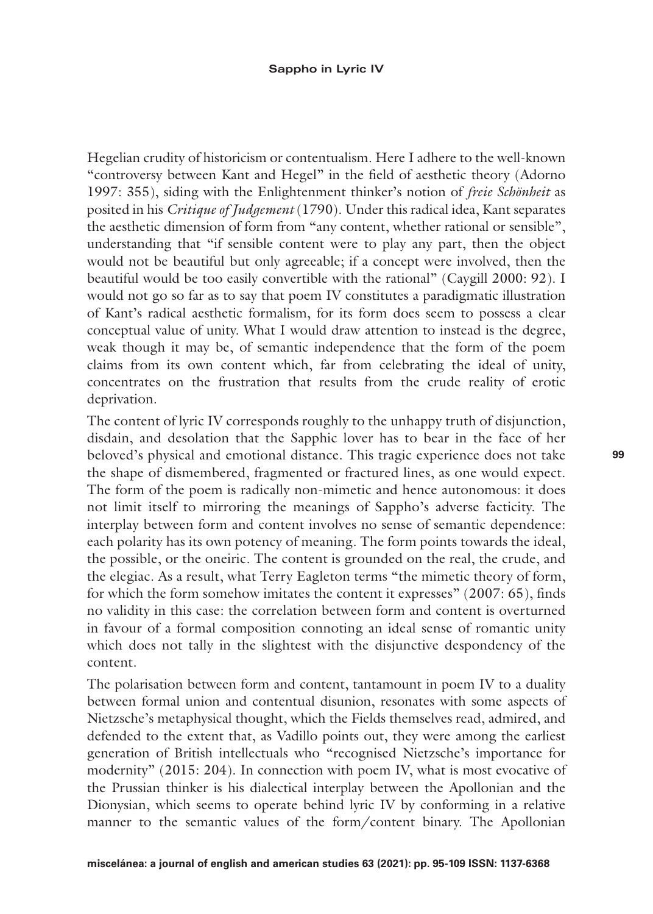Hegelian crudity of historicism or contentualism. Here I adhere to the well-known "controversy between Kant and Hegel" in the field of aesthetic theory (Adorno 1997: 355), siding with the Enlightenment thinker's notion of *freie Schönheit* as posited in his *Critique of Judgement* (1790). Under this radical idea, Kant separates the aesthetic dimension of form from "any content, whether rational or sensible", understanding that "if sensible content were to play any part, then the object would not be beautiful but only agreeable; if a concept were involved, then the beautiful would be too easily convertible with the rational" (Caygill 2000: 92). I would not go so far as to say that poem IV constitutes a paradigmatic illustration of Kant's radical aesthetic formalism, for its form does seem to possess a clear conceptual value of unity. What I would draw attention to instead is the degree, weak though it may be, of semantic independence that the form of the poem claims from its own content which, far from celebrating the ideal of unity, concentrates on the frustration that results from the crude reality of erotic deprivation.

The content of lyric IV corresponds roughly to the unhappy truth of disjunction, disdain, and desolation that the Sapphic lover has to bear in the face of her beloved's physical and emotional distance. This tragic experience does not take the shape of dismembered, fragmented or fractured lines, as one would expect. The form of the poem is radically non-mimetic and hence autonomous: it does not limit itself to mirroring the meanings of Sappho's adverse facticity. The interplay between form and content involves no sense of semantic dependence: each polarity has its own potency of meaning. The form points towards the ideal, the possible, or the oneiric. The content is grounded on the real, the crude, and the elegiac. As a result, what Terry Eagleton terms "the mimetic theory of form, for which the form somehow imitates the content it expresses" (2007: 65), finds no validity in this case: the correlation between form and content is overturned in favour of a formal composition connoting an ideal sense of romantic unity which does not tally in the slightest with the disjunctive despondency of the content.

The polarisation between form and content, tantamount in poem IV to a duality between formal union and contentual disunion, resonates with some aspects of Nietzsche's metaphysical thought, which the Fields themselves read, admired, and defended to the extent that, as Vadillo points out, they were among the earliest generation of British intellectuals who "recognised Nietzsche's importance for modernity" (2015: 204). In connection with poem IV, what is most evocative of the Prussian thinker is his dialectical interplay between the Apollonian and the Dionysian, which seems to operate behind lyric IV by conforming in a relative manner to the semantic values of the form/content binary. The Apollonian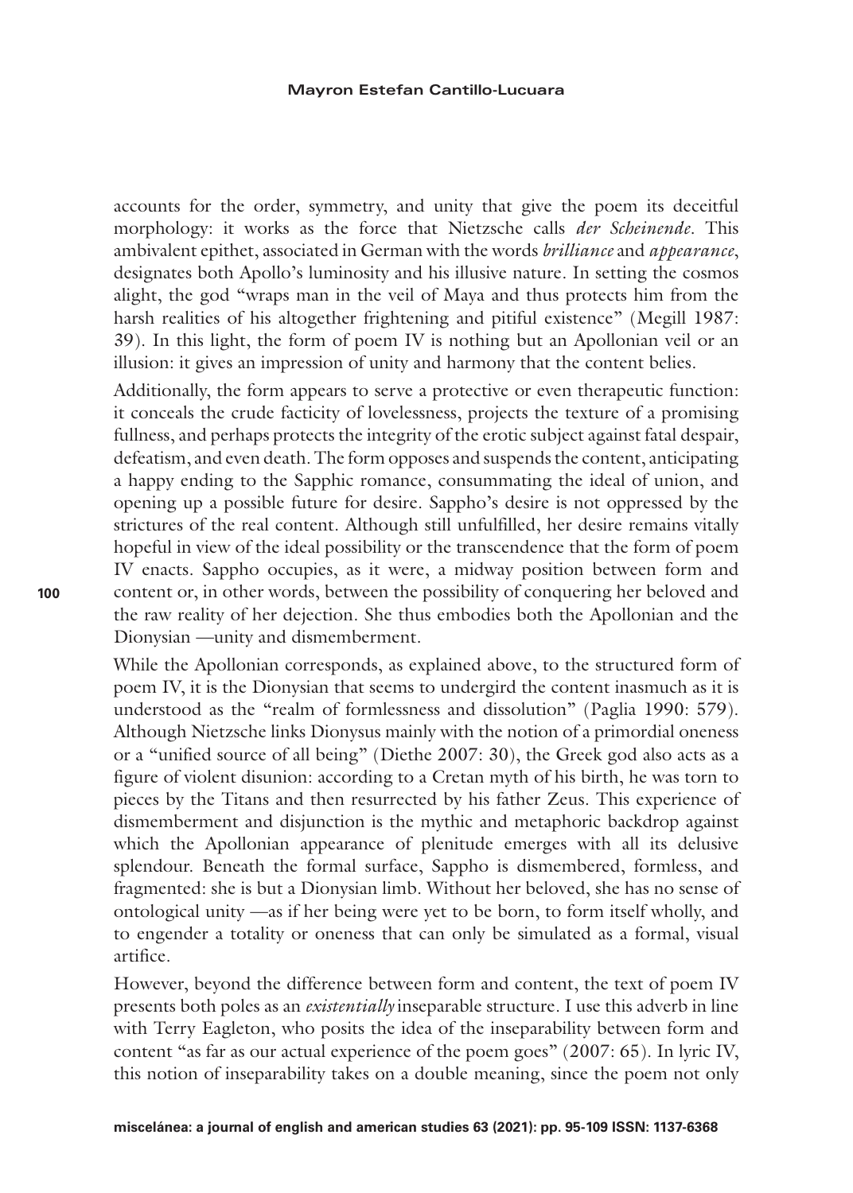accounts for the order, symmetry, and unity that give the poem its deceitful morphology: it works as the force that Nietzsche calls *der Scheinende*. This ambivalent epithet, associated in German with the words *brilliance* and *appearance*, designates both Apollo's luminosity and his illusive nature. In setting the cosmos alight, the god "wraps man in the veil of Maya and thus protects him from the harsh realities of his altogether frightening and pitiful existence" (Megill 1987: 39). In this light, the form of poem IV is nothing but an Apollonian veil or an illusion: it gives an impression of unity and harmony that the content belies.

Additionally, the form appears to serve a protective or even therapeutic function: it conceals the crude facticity of lovelessness, projects the texture of a promising fullness, and perhaps protects the integrity of the erotic subject against fatal despair, defeatism, and even death. The form opposes and suspends the content, anticipating a happy ending to the Sapphic romance, consummating the ideal of union, and opening up a possible future for desire. Sappho's desire is not oppressed by the strictures of the real content. Although still unfulfilled, her desire remains vitally hopeful in view of the ideal possibility or the transcendence that the form of poem IV enacts. Sappho occupies, as it were, a midway position between form and content or, in other words, between the possibility of conquering her beloved and the raw reality of her dejection. She thus embodies both the Apollonian and the Dionysian —unity and dismemberment.

While the Apollonian corresponds, as explained above, to the structured form of poem IV, it is the Dionysian that seems to undergird the content inasmuch as it is understood as the "realm of formlessness and dissolution" (Paglia 1990: 579). Although Nietzsche links Dionysus mainly with the notion of a primordial oneness or a "unified source of all being" (Diethe 2007: 30), the Greek god also acts as a figure of violent disunion: according to a Cretan myth of his birth, he was torn to pieces by the Titans and then resurrected by his father Zeus. This experience of dismemberment and disjunction is the mythic and metaphoric backdrop against which the Apollonian appearance of plenitude emerges with all its delusive splendour. Beneath the formal surface, Sappho is dismembered, formless, and fragmented: she is but a Dionysian limb. Without her beloved, she has no sense of ontological unity —as if her being were yet to be born, to form itself wholly, and to engender a totality or oneness that can only be simulated as a formal, visual artifice.

However, beyond the difference between form and content, the text of poem IV presents both poles as an *existentially* inseparable structure. I use this adverb in line with Terry Eagleton, who posits the idea of the inseparability between form and content "as far as our actual experience of the poem goes" (2007: 65). In lyric IV, this notion of inseparability takes on a double meaning, since the poem not only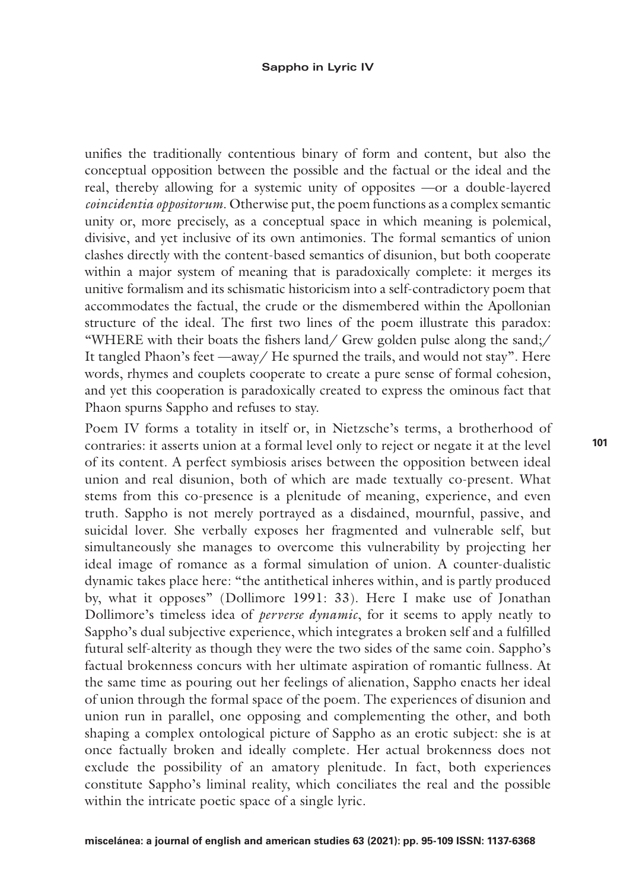unifies the traditionally contentious binary of form and content, but also the conceptual opposition between the possible and the factual or the ideal and the real, thereby allowing for a systemic unity of opposites —or a double-layered *coincidentia oppositorum*. Otherwise put, the poem functions as a complex semantic unity or, more precisely, as a conceptual space in which meaning is polemical, divisive, and yet inclusive of its own antimonies. The formal semantics of union clashes directly with the content-based semantics of disunion, but both cooperate within a major system of meaning that is paradoxically complete: it merges its unitive formalism and its schismatic historicism into a self-contradictory poem that accommodates the factual, the crude or the dismembered within the Apollonian structure of the ideal. The first two lines of the poem illustrate this paradox: "WHERE with their boats the fishers land/ Grew golden pulse along the sand;/ It tangled Phaon's feet —away/ He spurned the trails, and would not stay". Here words, rhymes and couplets cooperate to create a pure sense of formal cohesion, and yet this cooperation is paradoxically created to express the ominous fact that Phaon spurns Sappho and refuses to stay.

Poem IV forms a totality in itself or, in Nietzsche's terms, a brotherhood of contraries: it asserts union at a formal level only to reject or negate it at the level of its content. A perfect symbiosis arises between the opposition between ideal union and real disunion, both of which are made textually co-present. What stems from this co-presence is a plenitude of meaning, experience, and even truth. Sappho is not merely portrayed as a disdained, mournful, passive, and suicidal lover. She verbally exposes her fragmented and vulnerable self, but simultaneously she manages to overcome this vulnerability by projecting her ideal image of romance as a formal simulation of union. A counter-dualistic dynamic takes place here: "the antithetical inheres within, and is partly produced by, what it opposes" (Dollimore 1991: 33). Here I make use of Jonathan Dollimore's timeless idea of *perverse dynamic*, for it seems to apply neatly to Sappho's dual subjective experience, which integrates a broken self and a fulfilled futural self-alterity as though they were the two sides of the same coin. Sappho's factual brokenness concurs with her ultimate aspiration of romantic fullness. At the same time as pouring out her feelings of alienation, Sappho enacts her ideal of union through the formal space of the poem. The experiences of disunion and union run in parallel, one opposing and complementing the other, and both shaping a complex ontological picture of Sappho as an erotic subject: she is at once factually broken and ideally complete. Her actual brokenness does not exclude the possibility of an amatory plenitude. In fact, both experiences constitute Sappho's liminal reality, which conciliates the real and the possible within the intricate poetic space of a single lyric.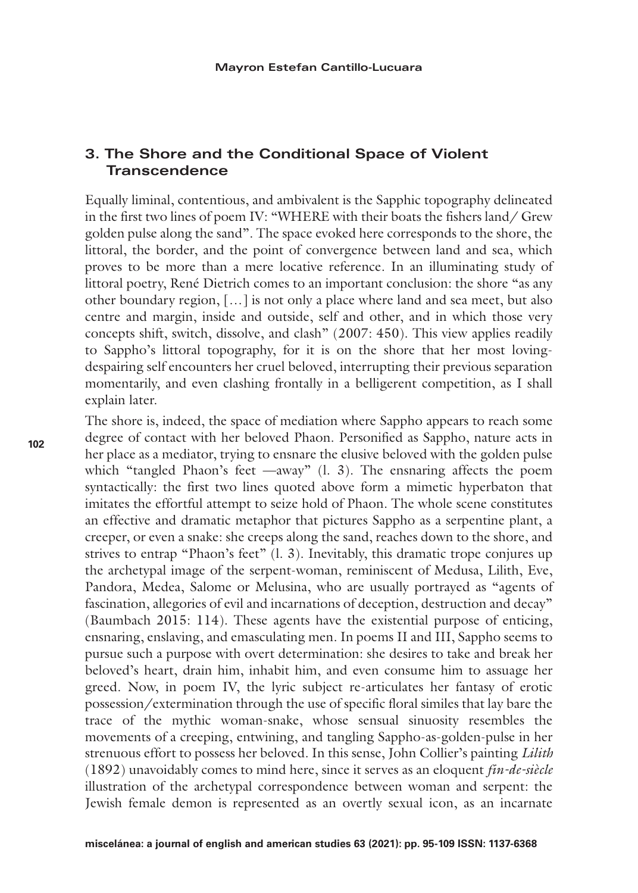## 3. The Shore and the Conditional Space of Violent Transcendence

Equally liminal, contentious, and ambivalent is the Sapphic topography delineated in the first two lines of poem IV: "WHERE with their boats the fishers land/ Grew golden pulse along the sand". The space evoked here corresponds to the shore, the littoral, the border, and the point of convergence between land and sea, which proves to be more than a mere locative reference. In an illuminating study of littoral poetry, René Dietrich comes to an important conclusion: the shore "as any other boundary region, […] is not only a place where land and sea meet, but also centre and margin, inside and outside, self and other, and in which those very concepts shift, switch, dissolve, and clash" (2007: 450). This view applies readily to Sappho's littoral topography, for it is on the shore that her most loving-despairing self encounters her cruel beloved, interrupting their previous separation momentarily, and even clashing frontally in a belligerent competition, as I shall explain later.

The shore is, indeed, the space of mediation where Sappho appears to reach some degree of contact with her beloved Phaon. Personified as Sappho, nature acts in her place as a mediator, trying to ensnare the elusive beloved with the golden pulse which "tangled Phaon's feet —away" (l. 3). The ensnaring affects the poem syntactically: the first two lines quoted above form a mimetic hyperbaton that imitates the effortful attempt to seize hold of Phaon. The whole scene constitutes an effective and dramatic metaphor that pictures Sappho as a serpentine plant, a creeper, or even a snake: she creeps along the sand, reaches down to the shore, and strives to entrap "Phaon's feet" (l. 3). Inevitably, this dramatic trope conjures up the archetypal image of the serpent-woman, reminiscent of Medusa, Lilith, Eve, Pandora, Medea, Salome or Melusina, who are usually portrayed as "agents of fascination, allegories of evil and incarnations of deception, destruction and decay" (Baumbach 2015: 114). These agents have the existential purpose of enticing, ensnaring, enslaving, and emasculating men. In poems II and III, Sappho seems to pursue such a purpose with overt determination: she desires to take and break her beloved's heart, drain him, inhabit him, and even consume him to assuage her greed. Now, in poem IV, the lyric subject re-articulates her fantasy of erotic possession/extermination through the use of specific floral similes that lay bare the trace of the mythic woman-snake, whose sensual sinuosity resembles the movements of a creeping, entwining, and tangling Sappho-as-golden-pulse in her strenuous effort to possess her beloved. In this sense, John Collier's painting *Lilith* (1892) unavoidably comes to mind here, since it serves as an eloquent *fin-de-siècle* illustration of the archetypal correspondence between woman and serpent: the Jewish female demon is represented as an overtly sexual icon, as an incarnate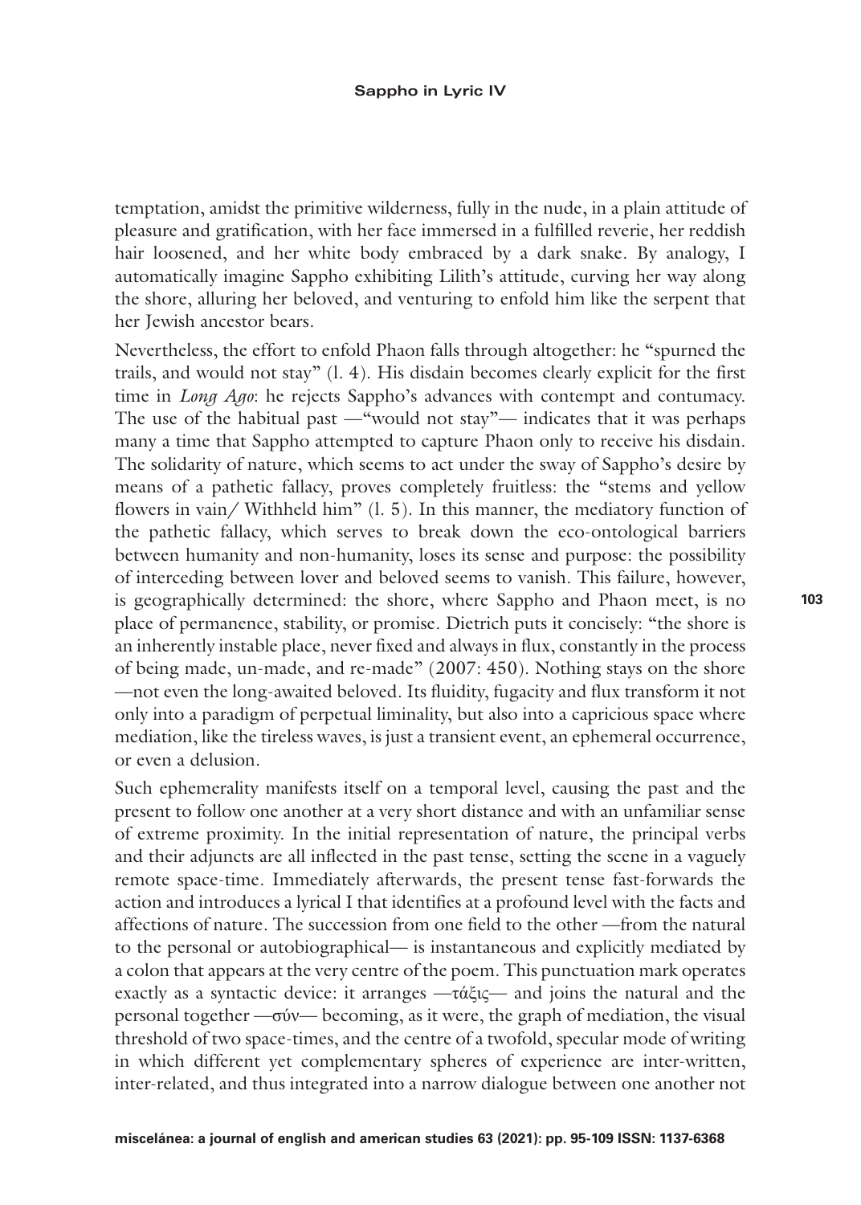temptation, amidst the primitive wilderness, fully in the nude, in a plain attitude of pleasure and gratification, with her face immersed in a fulfilled reverie, her reddish hair loosened, and her white body embraced by a dark snake. By analogy, I automatically imagine Sappho exhibiting Lilith's attitude, curving her way along the shore, alluring her beloved, and venturing to enfold him like the serpent that her Jewish ancestor bears.

Nevertheless, the effort to enfold Phaon falls through altogether: he "spurned the trails, and would not stay" (l. 4). His disdain becomes clearly explicit for the first time in *Long Ago*: he rejects Sappho's advances with contempt and contumacy. The use of the habitual past —"would not stay"— indicates that it was perhaps many a time that Sappho attempted to capture Phaon only to receive his disdain. The solidarity of nature, which seems to act under the sway of Sappho's desire by means of a pathetic fallacy, proves completely fruitless: the "stems and yellow flowers in vain/ Withheld him" (l. 5). In this manner, the mediatory function of the pathetic fallacy, which serves to break down the eco-ontological barriers between humanity and non-humanity, loses its sense and purpose: the possibility of interceding between lover and beloved seems to vanish. This failure, however, is geographically determined: the shore, where Sappho and Phaon meet, is no place of permanence, stability, or promise. Dietrich puts it concisely: "the shore is an inherently instable place, never fixed and always in flux, constantly in the process of being made, un-made, and re-made" (2007: 450). Nothing stays on the shore —not even the long-awaited beloved. Its fluidity, fugacity and flux transform it not only into a paradigm of perpetual liminality, but also into a capricious space where mediation, like the tireless waves, is just a transient event, an ephemeral occurrence, or even a delusion.

Such ephemerality manifests itself on a temporal level, causing the past and the present to follow one another at a very short distance and with an unfamiliar sense of extreme proximity. In the initial representation of nature, the principal verbs and their adjuncts are all inflected in the past tense, setting the scene in a vaguely remote space-time. Immediately afterwards, the present tense fast-forwards the action and introduces a lyrical I that identifies at a profound level with the facts and affections of nature. The succession from one field to the other —from the natural to the personal or autobiographical— is instantaneous and explicitly mediated by a colon that appears at the very centre of the poem. This punctuation mark operates exactly as a syntactic device: it arranges —τάξις— and joins the natural and the personal together —σύν— becoming, as it were, the graph of mediation, the visual threshold of two space-times, and the centre of a twofold, specular mode of writing in which different yet complementary spheres of experience are inter-written, inter-related, and thus integrated into a narrow dialogue between one another not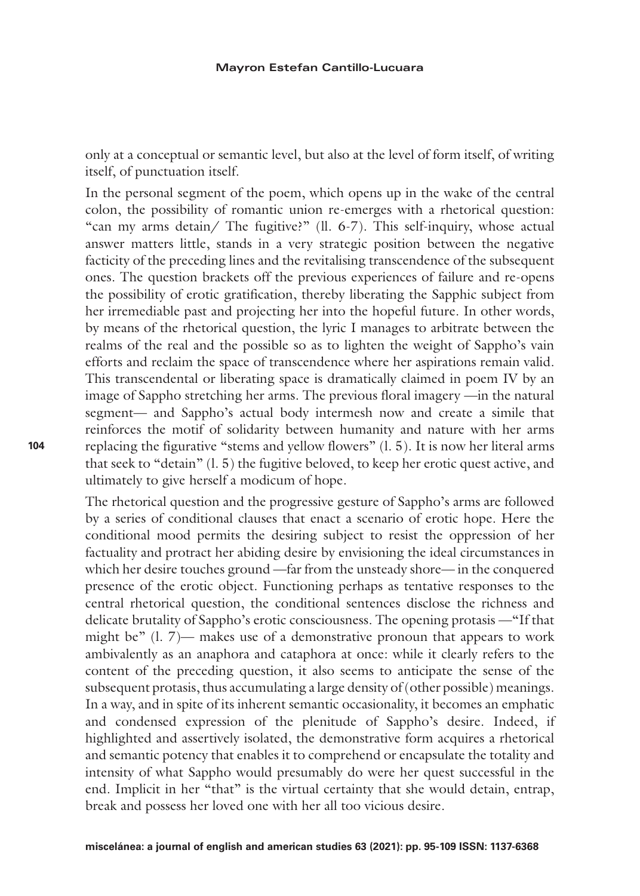only at a conceptual or semantic level, but also at the level of form itself, of writing itself, of punctuation itself.

In the personal segment of the poem, which opens up in the wake of the central colon, the possibility of romantic union re-emerges with a rhetorical question: "can my arms detain/ The fugitive?" (ll. 6-7). This self-inquiry, whose actual answer matters little, stands in a very strategic position between the negative facticity of the preceding lines and the revitalising transcendence of the subsequent ones. The question brackets off the previous experiences of failure and re-opens the possibility of erotic gratification, thereby liberating the Sapphic subject from her irremediable past and projecting her into the hopeful future. In other words, by means of the rhetorical question, the lyric I manages to arbitrate between the realms of the real and the possible so as to lighten the weight of Sappho's vain efforts and reclaim the space of transcendence where her aspirations remain valid. This transcendental or liberating space is dramatically claimed in poem IV by an image of Sappho stretching her arms. The previous floral imagery —in the natural segment— and Sappho's actual body intermesh now and create a simile that reinforces the motif of solidarity between humanity and nature with her arms replacing the figurative "stems and yellow flowers" (l. 5). It is now her literal arms that seek to "detain" (l. 5) the fugitive beloved, to keep her erotic quest active, and ultimately to give herself a modicum of hope.

The rhetorical question and the progressive gesture of Sappho's arms are followed by a series of conditional clauses that enact a scenario of erotic hope. Here the conditional mood permits the desiring subject to resist the oppression of her factuality and protract her abiding desire by envisioning the ideal circumstances in which her desire touches ground —far from the unsteady shore— in the conquered presence of the erotic object. Functioning perhaps as tentative responses to the central rhetorical question, the conditional sentences disclose the richness and delicate brutality of Sappho's erotic consciousness. The opening protasis —"If that might be" (l. 7)— makes use of a demonstrative pronoun that appears to work ambivalently as an anaphora and cataphora at once: while it clearly refers to the content of the preceding question, it also seems to anticipate the sense of the subsequent protasis, thus accumulating a large density of (other possible) meanings. In a way, and in spite of its inherent semantic occasionality, it becomes an emphatic and condensed expression of the plenitude of Sappho's desire. Indeed, if highlighted and assertively isolated, the demonstrative form acquires a rhetorical and semantic potency that enables it to comprehend or encapsulate the totality and intensity of what Sappho would presumably do were her quest successful in the end. Implicit in her "that" is the virtual certainty that she would detain, entrap, break and possess her loved one with her all too vicious desire.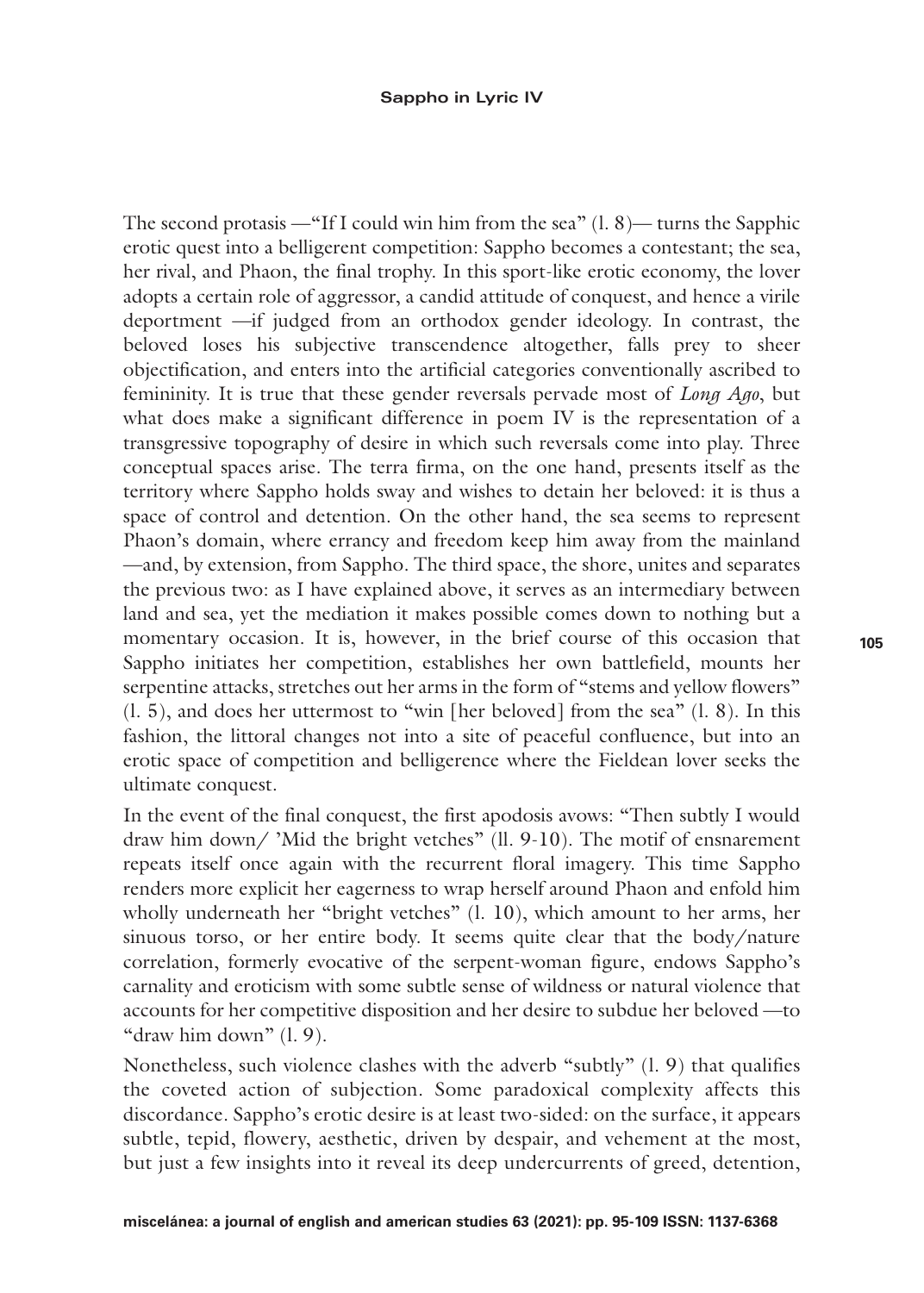The second protasis —"If I could win him from the sea" (l. 8)— turns the Sapphic erotic quest into a belligerent competition: Sappho becomes a contestant; the sea, her rival, and Phaon, the final trophy. In this sport-like erotic economy, the lover adopts a certain role of aggressor, a candid attitude of conquest, and hence a virile deportment —if judged from an orthodox gender ideology. In contrast, the beloved loses his subjective transcendence altogether, falls prey to sheer objectification, and enters into the artificial categories conventionally ascribed to femininity. It is true that these gender reversals pervade most of *Long Ago*, but what does make a significant difference in poem IV is the representation of a transgressive topography of desire in which such reversals come into play. Three conceptual spaces arise. The terra firma, on the one hand, presents itself as the territory where Sappho holds sway and wishes to detain her beloved: it is thus a space of control and detention. On the other hand, the sea seems to represent Phaon's domain, where errancy and freedom keep him away from the mainland —and, by extension, from Sappho. The third space, the shore, unites and separates the previous two: as I have explained above, it serves as an intermediary between land and sea, yet the mediation it makes possible comes down to nothing but a momentary occasion. It is, however, in the brief course of this occasion that Sappho initiates her competition, establishes her own battlefield, mounts her serpentine attacks, stretches out her arms in the form of "stems and yellow flowers" (l. 5), and does her uttermost to "win [her beloved] from the sea" (l. 8). In this fashion, the littoral changes not into a site of peaceful confluence, but into an erotic space of competition and belligerence where the Fieldean lover seeks the ultimate conquest.

In the event of the final conquest, the first apodosis avows: "Then subtly I would draw him down/ 'Mid the bright vetches" (ll. 9-10). The motif of ensnarement repeats itself once again with the recurrent floral imagery. This time Sappho renders more explicit her eagerness to wrap herself around Phaon and enfold him wholly underneath her "bright vetches" (l. 10), which amount to her arms, her sinuous torso, or her entire body. It seems quite clear that the body/nature correlation, formerly evocative of the serpent-woman figure, endows Sappho's carnality and eroticism with some subtle sense of wildness or natural violence that accounts for her competitive disposition and her desire to subdue her beloved —to "draw him down" (l. 9).

Nonetheless, such violence clashes with the adverb "subtly" (l. 9) that qualifies the coveted action of subjection. Some paradoxical complexity affects this discordance. Sappho's erotic desire is at least two-sided: on the surface, it appears subtle, tepid, flowery, aesthetic, driven by despair, and vehement at the most, but just a few insights into it reveal its deep undercurrents of greed, detention,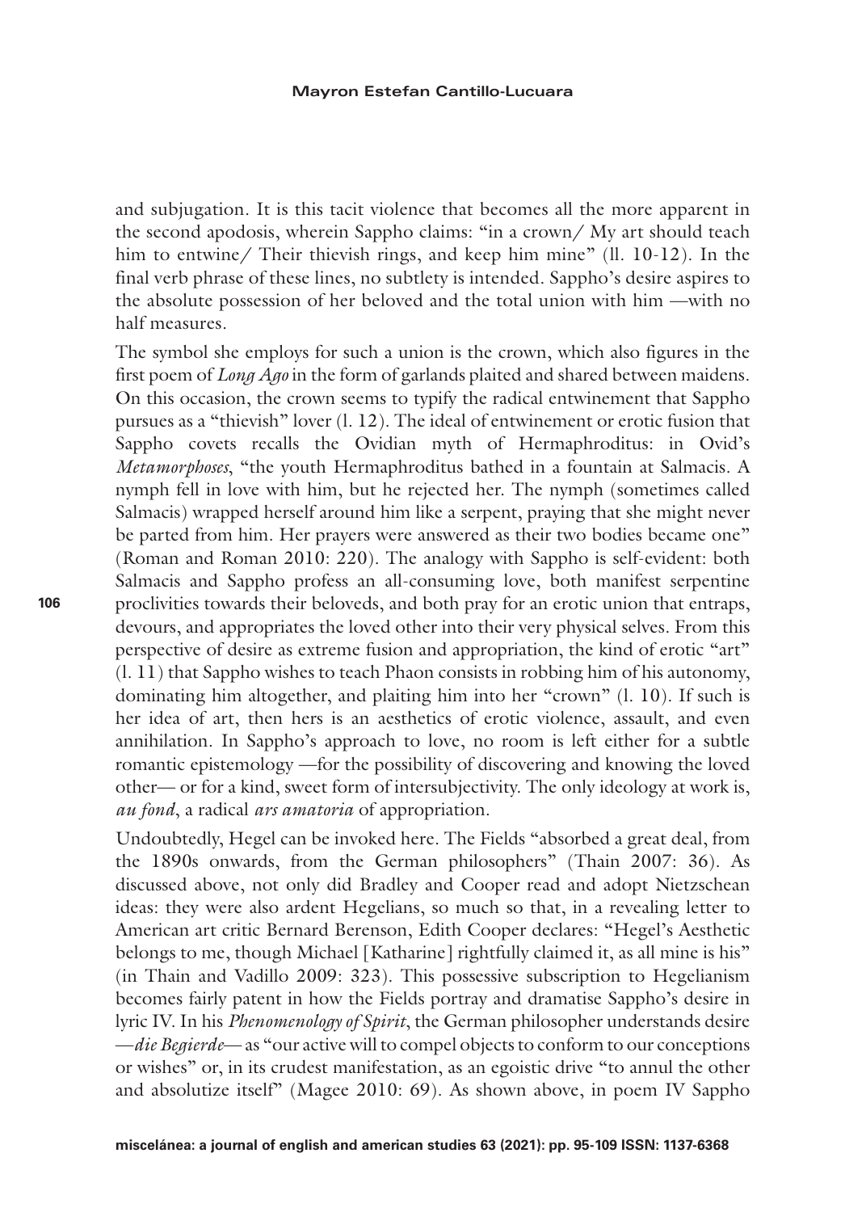and subjugation. It is this tacit violence that becomes all the more apparent in the second apodosis, wherein Sappho claims: "in a crown/ My art should teach him to entwine/ Their thievish rings, and keep him mine" (ll. 10-12). In the final verb phrase of these lines, no subtlety is intended. Sappho's desire aspires to the absolute possession of her beloved and the total union with him —with no half measures.

The symbol she employs for such a union is the crown, which also figures in the first poem of *Long Ago* in the form of garlands plaited and shared between maidens. On this occasion, the crown seems to typify the radical entwinement that Sappho pursues as a "thievish" lover (l. 12). The ideal of entwinement or erotic fusion that Sappho covets recalls the Ovidian myth of Hermaphroditus: in Ovid's *Metamorphoses*, "the youth Hermaphroditus bathed in a fountain at Salmacis. A nymph fell in love with him, but he rejected her. The nymph (sometimes called Salmacis) wrapped herself around him like a serpent, praying that she might never be parted from him. Her prayers were answered as their two bodies became one" (Roman and Roman 2010: 220). The analogy with Sappho is self-evident: both Salmacis and Sappho profess an all-consuming love, both manifest serpentine proclivities towards their beloveds, and both pray for an erotic union that entraps, devours, and appropriates the loved other into their very physical selves. From this perspective of desire as extreme fusion and appropriation, the kind of erotic "art" (l. 11) that Sappho wishes to teach Phaon consists in robbing him of his autonomy, dominating him altogether, and plaiting him into her "crown" (l. 10). If such is her idea of art, then hers is an aesthetics of erotic violence, assault, and even annihilation. In Sappho's approach to love, no room is left either for a subtle romantic epistemology —for the possibility of discovering and knowing the loved other— or for a kind, sweet form of intersubjectivity. The only ideology at work is, *au fond*, a radical *ars amatoria* of appropriation.

Undoubtedly, Hegel can be invoked here. The Fields "absorbed a great deal, from the 1890s onwards, from the German philosophers" (Thain 2007: 36). As discussed above, not only did Bradley and Cooper read and adopt Nietzschean ideas: they were also ardent Hegelians, so much so that, in a revealing letter to American art critic Bernard Berenson, Edith Cooper declares: "Hegel's Aesthetic belongs to me, though Michael [Katharine] rightfully claimed it, as all mine is his" (in Thain and Vadillo 2009: 323). This possessive subscription to Hegelianism becomes fairly patent in how the Fields portray and dramatise Sappho's desire in lyric IV. In his *Phenomenology of Spirit*, the German philosopher understands desire —*die Begierde*— as "our active will to compel objects to conform to our conceptions or wishes" or, in its crudest manifestation, as an egoistic drive "to annul the other and absolutize itself" (Magee 2010: 69). As shown above, in poem IV Sappho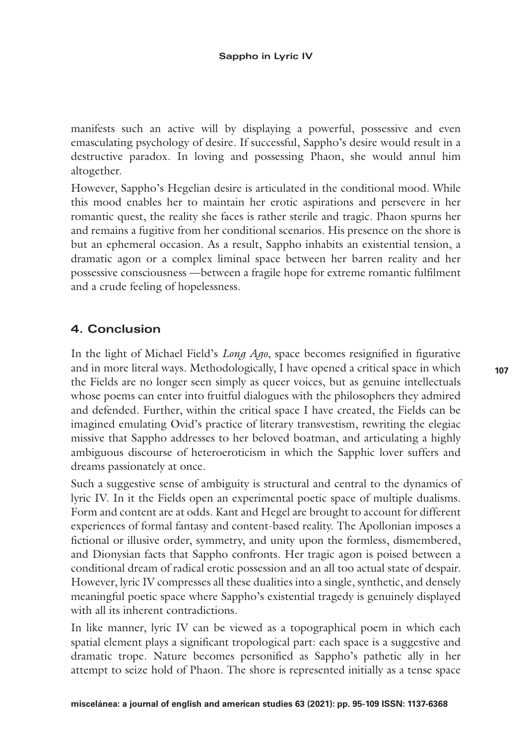manifests such an active will by displaying a powerful, possessive and even emasculating psychology of desire. If successful, Sappho's desire would result in a destructive paradox. In loving and possessing Phaon, she would annul him altogether.

However, Sappho's Hegelian desire is articulated in the conditional mood. While this mood enables her to maintain her erotic aspirations and persevere in her romantic quest, the reality she faces is rather sterile and tragic. Phaon spurns her and remains a fugitive from her conditional scenarios. His presence on the shore is but an ephemeral occasion. As a result, Sappho inhabits an existential tension, a dramatic agon or a complex liminal space between her barren reality and her possessive consciousness —between a fragile hope for extreme romantic fulfilment and a crude feeling of hopelessness.

## 4. Conclusion

In the light of Michael Field's *Long Ago*, space becomes resignified in figurative and in more literal ways. Methodologically, I have opened a critical space in which the Fields are no longer seen simply as queer voices, but as genuine intellectuals whose poems can enter into fruitful dialogues with the philosophers they admired and defended. Further, within the critical space I have created, the Fields can be imagined emulating Ovid's practice of literary transvestism, rewriting the elegiac missive that Sappho addresses to her beloved boatman, and articulating a highly ambiguous discourse of heteroeroticism in which the Sapphic lover suffers and dreams passionately at once.

Such a suggestive sense of ambiguity is structural and central to the dynamics of lyric IV. In it the Fields open an experimental poetic space of multiple dualisms. Form and content are at odds. Kant and Hegel are brought to account for different experiences of formal fantasy and content-based reality. The Apollonian imposes a fictional or illusive order, symmetry, and unity upon the formless, dismembered, and Dionysian facts that Sappho confronts. Her tragic agon is poised between a conditional dream of radical erotic possession and an all too actual state of despair. However, lyric IV compresses all these dualities into a single, synthetic, and densely meaningful poetic space where Sappho's existential tragedy is genuinely displayed with all its inherent contradictions.

In like manner, lyric IV can be viewed as a topographical poem in which each spatial element plays a significant tropological part: each space is a suggestive and dramatic trope. Nature becomes personified as Sappho's pathetic ally in her attempt to seize hold of Phaon. The shore is represented initially as a tense space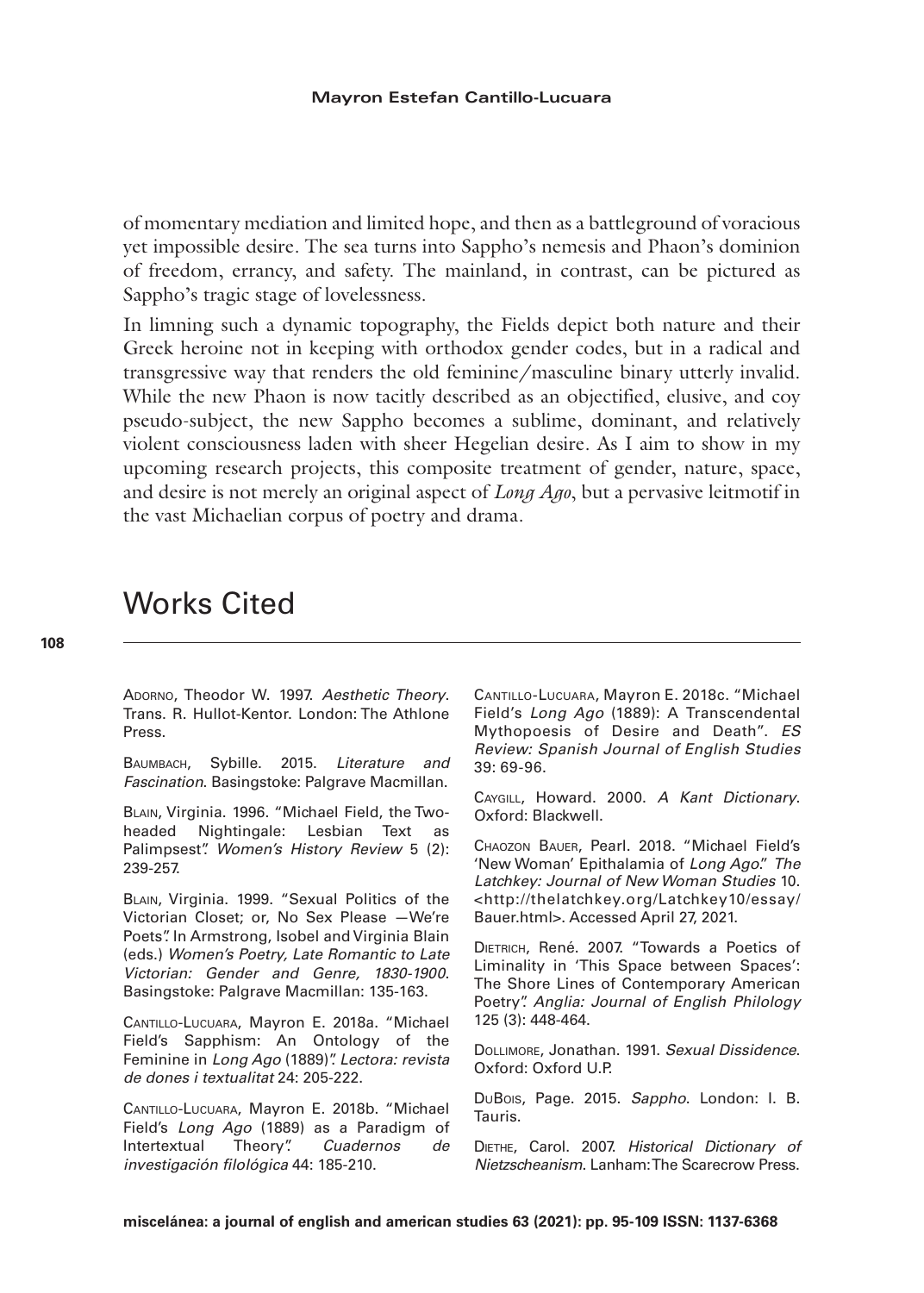of momentary mediation and limited hope, and then as a battleground of voracious yet impossible desire. The sea turns into Sappho's nemesis and Phaon's dominion of freedom, errancy, and safety. The mainland, in contrast, can be pictured as Sappho's tragic stage of lovelessness.

In limning such a dynamic topography, the Fields depict both nature and their Greek heroine not in keeping with orthodox gender codes, but in a radical and transgressive way that renders the old feminine/masculine binary utterly invalid. While the new Phaon is now tacitly described as an objectified, elusive, and coy pseudo-subject, the new Sappho becomes a sublime, dominant, and relatively violent consciousness laden with sheer Hegelian desire. As I aim to show in my upcoming research projects, this composite treatment of gender, nature, space, and desire is not merely an original aspect of *Long Ago*, but a pervasive leitmotif in the vast Michaelian corpus of poetry and drama.

## Works Cited

Adorno, Theodor W. 1997. *Aesthetic Theory*. Trans. R. Hullot-Kentor. London: The Athlone Press.

Baumbach, Sybille. 2015. *Literature and Fascination*. Basingstoke: Palgrave Macmillan.

Blain, Virginia. 1996. "Michael Field, the Two-headed Nightingale: Lesbian Text as Palimpsest". *Women's History Review* 5 (2): 239-257.

Blain, Virginia. 1999. "Sexual Politics of the Victorian Closet; or, No Sex Please —We're Poets". In Armstrong, Isobel and Virginia Blain (eds.) *Women's Poetry, Late Romantic to Late Victorian: Gender and Genre, 1830-1900*. Basingstoke: Palgrave Macmillan: 135-163.

Cantillo-Lucuara, Mayron E. 2018a. "Michael Field's Sapphism: An Ontology of the Feminine in *Long Ago* (1889)". *Lectora: revista de dones i textualitat* 24: 205-222.

Cantillo-Lucuara, Mayron E. 2018b. "Michael Field's *Long Ago* (1889) as a Paradigm of Intertextual Theory". *Cuadernos de investigación filológica* 44: 185-210.

Cantillo-Lucuara, Mayron E. 2018c. "Michael Field's *Long Ago* (1889): A Transcendental Mythopoesis of Desire and Death". *ES Review: Spanish Journal of English Studies* 39: 69-96.

Caygill, Howard. 2000. *A Kant Dictionary*. Oxford: Blackwell.

Chaozon Bauer, Pearl. 2018. "Michael Field's 'New Woman' Epithalamia of *Long Ago*." *The Latchkey: Journal of New Woman Studies* 10. <http://thelatchkey.org/Latchkey10/essay/Bauer.html>. Accessed April 27, 2021.

Dietrich, René. 2007. "Towards a Poetics of Liminality in 'This Space between Spaces': The Shore Lines of Contemporary American Poetry". *Anglia: Journal of English Philology* 125 (3): 448-464.

Dollimore, Jonathan. 1991. *Sexual Dissidence*. Oxford: Oxford U.P.

DuBois, Page. 2015. *Sappho*. London: I. B. Tauris.

Diethe, Carol. 2007. *Historical Dictionary of Nietzscheanism*. Lanham: The Scarecrow Press.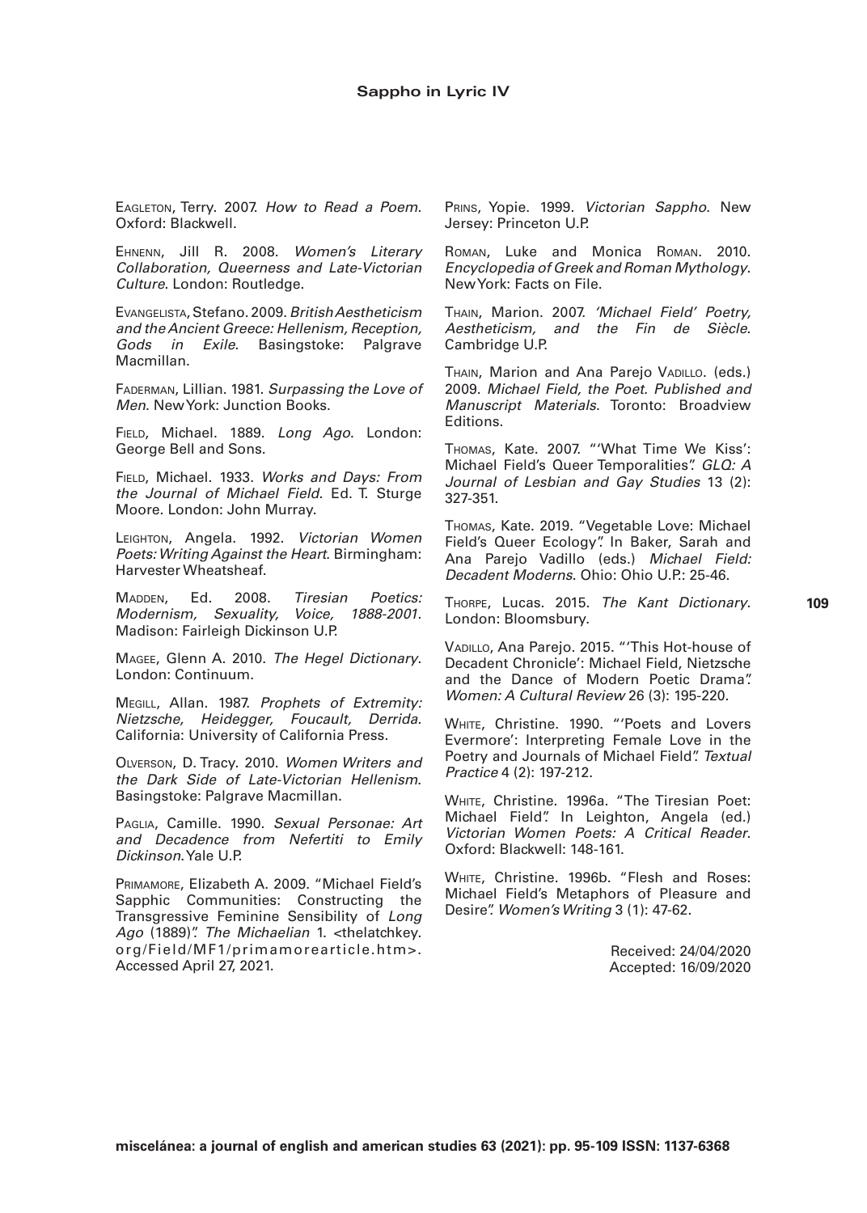Eagleton, Terry. 2007. *How to Read a Poem*. Oxford: Blackwell.

Ehnenn, Jill R. 2008. *Women's Literary Collaboration, Queerness and Late-Victorian Culture*. London: Routledge.

Evangelista, Stefano. 2009. *British Aestheticism and the Ancient Greece: Hellenism, Reception, Gods in Exile*. Basingstoke: Palgrave Macmillan.

Faderman, Lillian. 1981. *Surpassing the Love of Men*. New York: Junction Books.

Field, Michael. 1889. *Long Ago*. London: George Bell and Sons.

Field, Michael. 1933. *Works and Days: From the Journal of Michael Field*. Ed. T. Sturge Moore. London: John Murray.

Leighton, Angela. 1992. *Victorian Women Poets: Writing Against the Heart*. Birmingham: Harvester Wheatsheaf.

Madden, Ed. 2008. *Tiresian Poetics: Modernism, Sexuality, Voice, 1888-2001*. Madison: Fairleigh Dickinson U.P.

Magee, Glenn A. 2010. *The Hegel Dictionary*. London: Continuum.

Megill, Allan. 1987. *Prophets of Extremity: Nietzsche, Heidegger, Foucault, Derrida*. California: University of California Press.

Olverson, D. Tracy. 2010. *Women Writers and the Dark Side of Late-Victorian Hellenism*. Basingstoke: Palgrave Macmillan.

Paglia, Camille. 1990. *Sexual Personae: Art and Decadence from Nefertiti to Emily Dickinson*. Yale U.P.

Primamore, Elizabeth A. 2009. "Michael Field's Sapphic Communities: Constructing the Transgressive Feminine Sensibility of *Long Ago* (1889)". *The Michaelian* 1. <thelatchkey.org/Field/MF1/primamorearticle.htm>. Accessed April 27, 2021.

Prins, Yopie. 1999. *Victorian Sappho*. New Jersey: Princeton U.P.

Roman, Luke and Monica Roman. 2010. *Encyclopedia of Greek and Roman Mythology*. New York: Facts on File.

Thain, Marion. 2007. *'Michael Field' Poetry, Aestheticism, and the Fin de Siècle*. Cambridge U.P.

Thain, Marion and Ana Parejo Vadillo. (eds.) 2009. *Michael Field, the Poet. Published and Manuscript Materials*. Toronto: Broadview Editions.

Thomas, Kate. 2007. "'What Time We Kiss': Michael Field's Queer Temporalities". *GLQ: A Journal of Lesbian and Gay Studies* 13 (2): 327-351.

Thomas, Kate. 2019. "Vegetable Love: Michael Field's Queer Ecology". In Baker, Sarah and Ana Parejo Vadillo (eds.) *Michael Field: Decadent Moderns*. Ohio: Ohio U.P.: 25-46.

Thorpe, Lucas. 2015. *The Kant Dictionary*. London: Bloomsbury.

Vadillo, Ana Parejo. 2015. "'This Hot-house of Decadent Chronicle': Michael Field, Nietzsche and the Dance of Modern Poetic Drama". *Women: A Cultural Review* 26 (3): 195-220.

White, Christine. 1990. "'Poets and Lovers Evermore': Interpreting Female Love in the Poetry and Journals of Michael Field". *Textual Practice* 4 (2): 197-212.

White, Christine. 1996a. "The Tiresian Poet: Michael Field". In Leighton, Angela (ed.) *Victorian Women Poets: A Critical Reader*. Oxford: Blackwell: 148-161.

White, Christine. 1996b. "Flesh and Roses: Michael Field's Metaphors of Pleasure and Desire". *Women's Writing* 3 (1): 47-62.

Received: 24/04/2020
Accepted: 16/09/2020